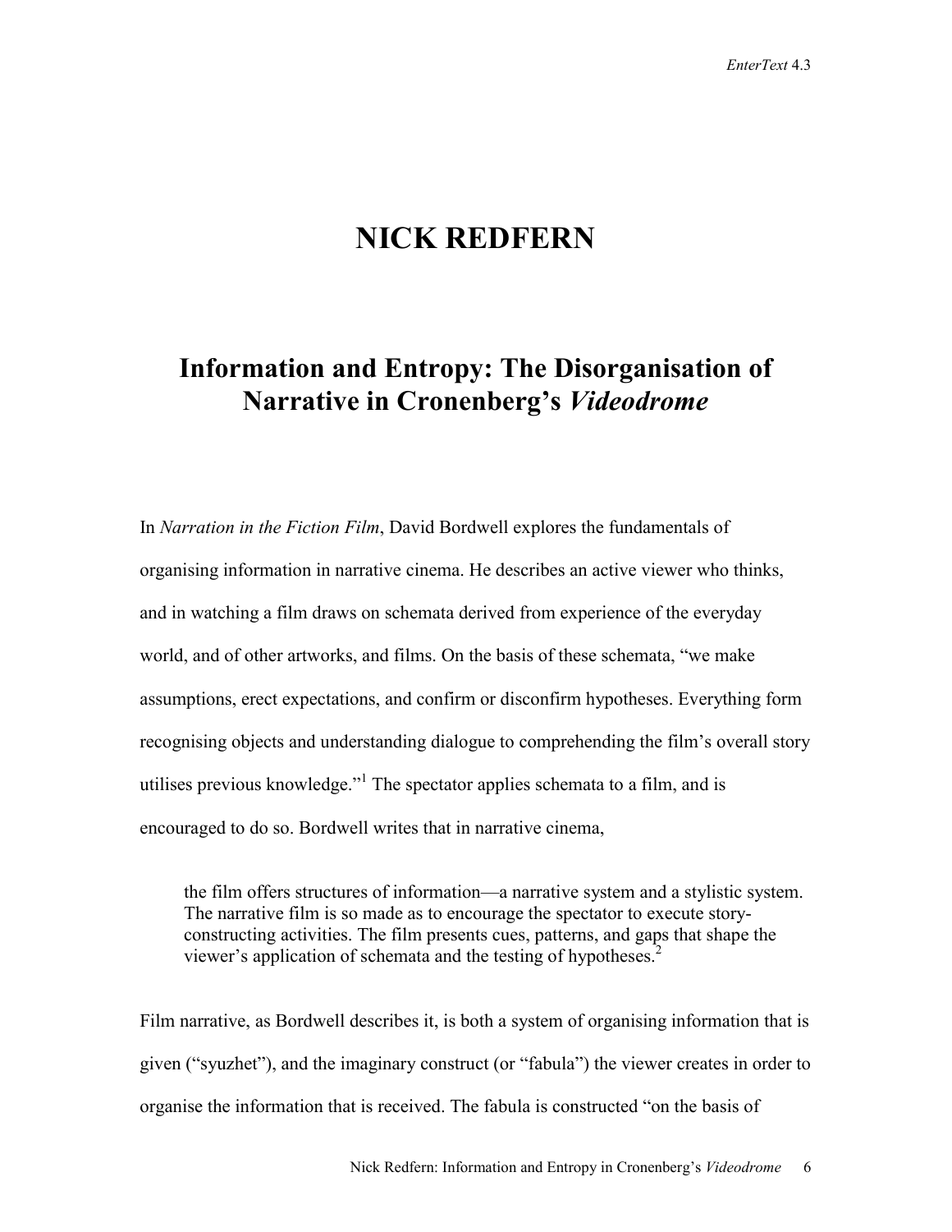# NICK REDFERN

## Information and Entropy: The Disorganisation of Narrative in Cronenberg's *Videodrome*

In *Narration in the Fiction Film*, David Bordwell explores the fundamentals of organising information in narrative cinema. He describes an active viewer who thinks, and in watching a film draws on schemata derived from experience of the everyday world, and of other artworks, and films. On the basis of these schemata, "we make assumptions, erect expectations, and confirm or disconfirm hypotheses. Everything form recognising objects and understanding dialogue to comprehending the film's overall story utilises previous knowledge."[1] The spectator applies schemata to a film, and is encouraged to do so. Bordwell writes that in narrative cinema,

> the film offers structures of information—a narrative system and a stylistic system. The narrative film is so made as to encourage the spectator to execute story-constructing activities. The film presents cues, patterns, and gaps that shape the viewer's application of schemata and the testing of hypotheses.[2]

Film narrative, as Bordwell describes it, is both a system of organising information that is given ("syuzhet"), and the imaginary construct (or "fabula") the viewer creates in order to organise the information that is received. The fabula is constructed "on the basis of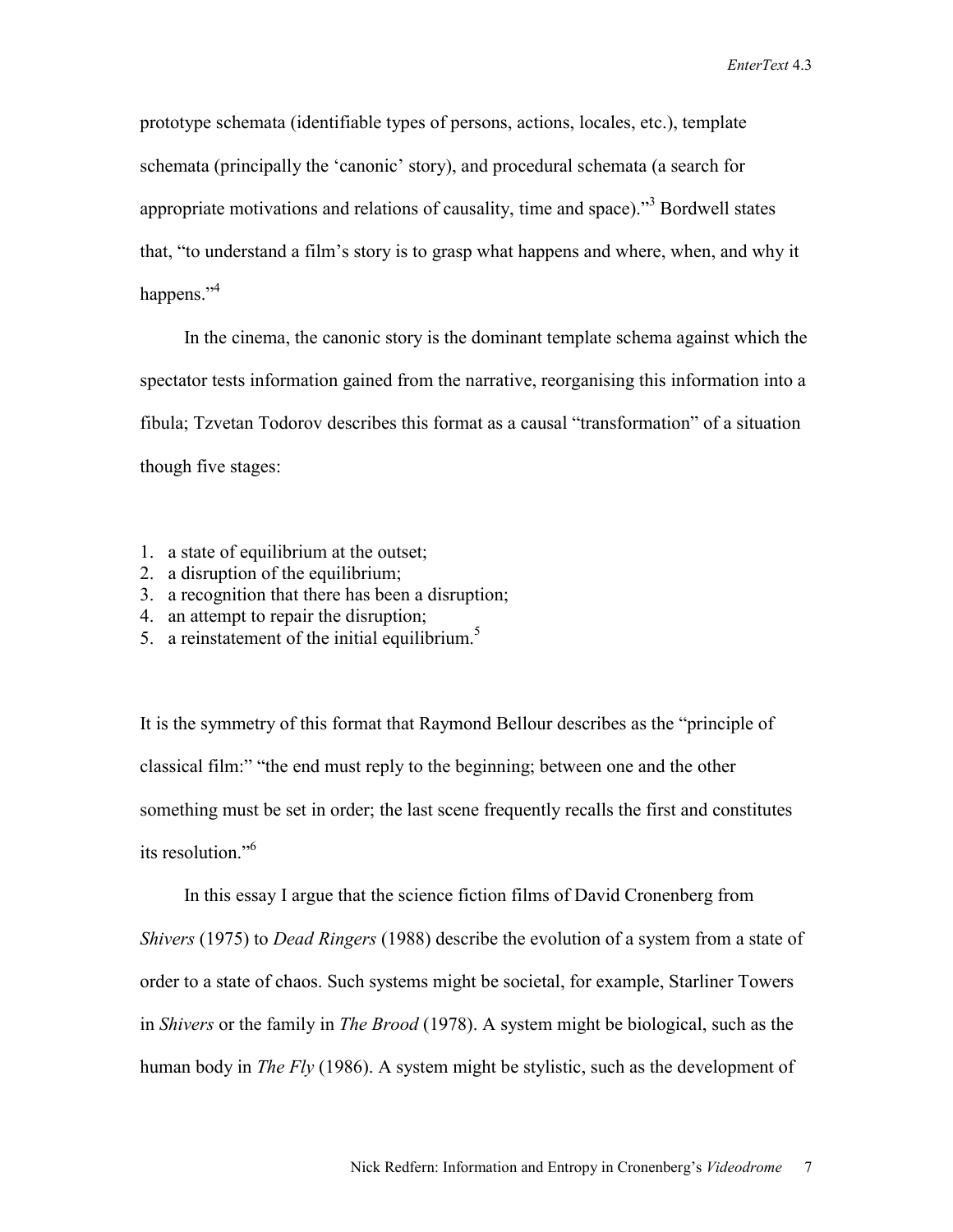prototype schemata (identifiable types of persons, actions, locales, etc.), template schemata (principally the 'canonic' story), and procedural schemata (a search for appropriate motivations and relations of causality, time and space)."[3] Bordwell states that, "to understand a film's story is to grasp what happens and where, when, and why it happens."[4]

In the cinema, the canonic story is the dominant template schema against which the spectator tests information gained from the narrative, reorganising this information into a fibula; Tzvetan Todorov describes this format as a causal "transformation" of a situation though five stages:

1. a state of equilibrium at the outset;
2. a disruption of the equilibrium;
3. a recognition that there has been a disruption;
4. an attempt to repair the disruption;
5. a reinstatement of the initial equilibrium.[5]

It is the symmetry of this format that Raymond Bellour describes as the "principle of classical film:" "the end must reply to the beginning; between one and the other something must be set in order; the last scene frequently recalls the first and constitutes its resolution."[6]

In this essay I argue that the science fiction films of David Cronenberg from *Shivers* (1975) to *Dead Ringers* (1988) describe the evolution of a system from a state of order to a state of chaos. Such systems might be societal, for example, Starliner Towers in *Shivers* or the family in *The Brood* (1978). A system might be biological, such as the human body in *The Fly* (1986). A system might be stylistic, such as the development of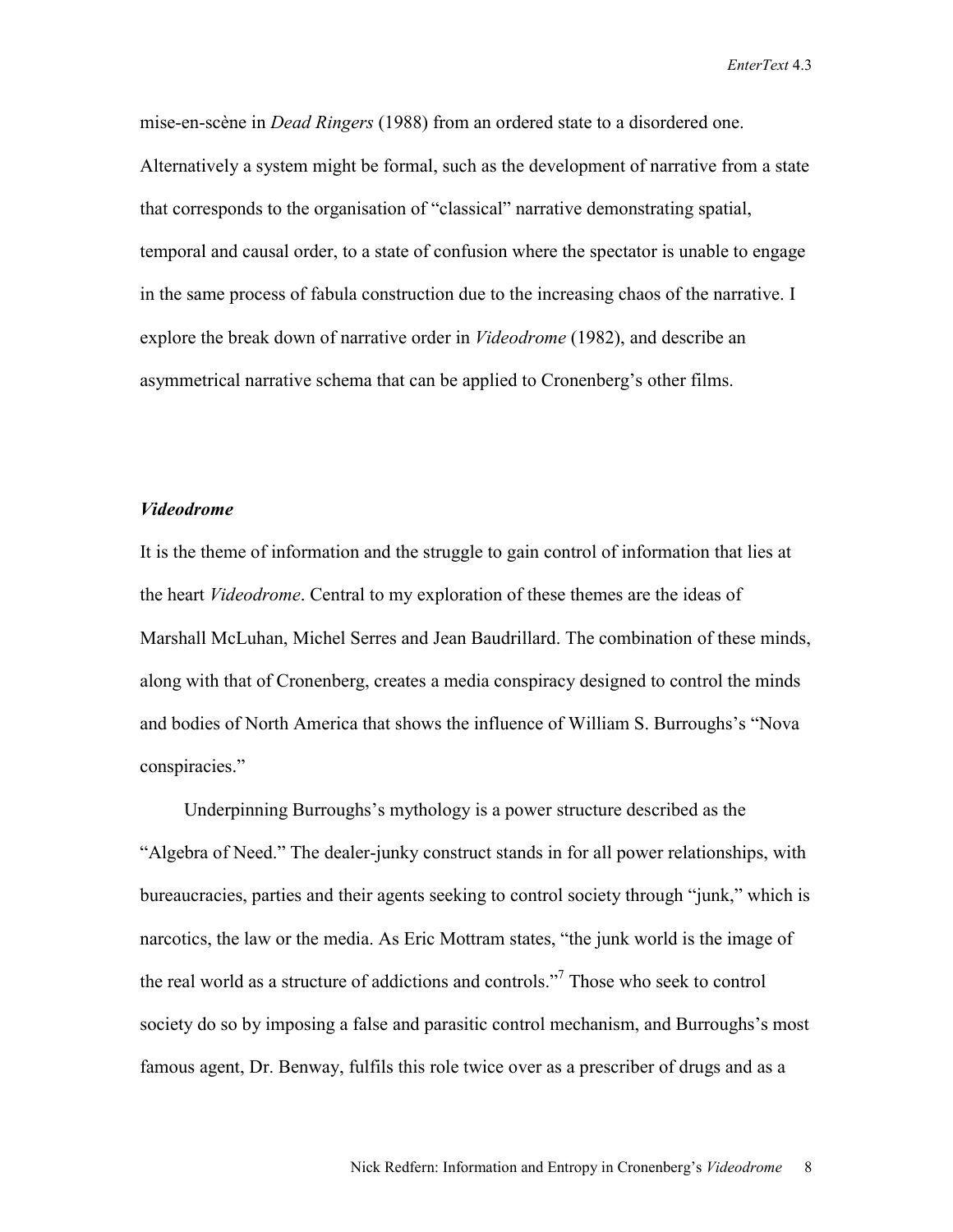mise-en-scène in *Dead Ringers* (1988) from an ordered state to a disordered one. Alternatively a system might be formal, such as the development of narrative from a state that corresponds to the organisation of "classical" narrative demonstrating spatial, temporal and causal order, to a state of confusion where the spectator is unable to engage in the same process of fabula construction due to the increasing chaos of the narrative. I explore the break down of narrative order in *Videodrome* (1982), and describe an asymmetrical narrative schema that can be applied to Cronenberg's other films.

### *Videodrome*

It is the theme of information and the struggle to gain control of information that lies at the heart *Videodrome*. Central to my exploration of these themes are the ideas of Marshall McLuhan, Michel Serres and Jean Baudrillard. The combination of these minds, along with that of Cronenberg, creates a media conspiracy designed to control the minds and bodies of North America that shows the influence of William S. Burroughs's "Nova conspiracies."

Underpinning Burroughs's mythology is a power structure described as the "Algebra of Need." The dealer-junky construct stands in for all power relationships, with bureaucracies, parties and their agents seeking to control society through "junk," which is narcotics, the law or the media. As Eric Mottram states, "the junk world is the image of the real world as a structure of addictions and controls."[7] Those who seek to control society do so by imposing a false and parasitic control mechanism, and Burroughs's most famous agent, Dr. Benway, fulfils this role twice over as a prescriber of drugs and as a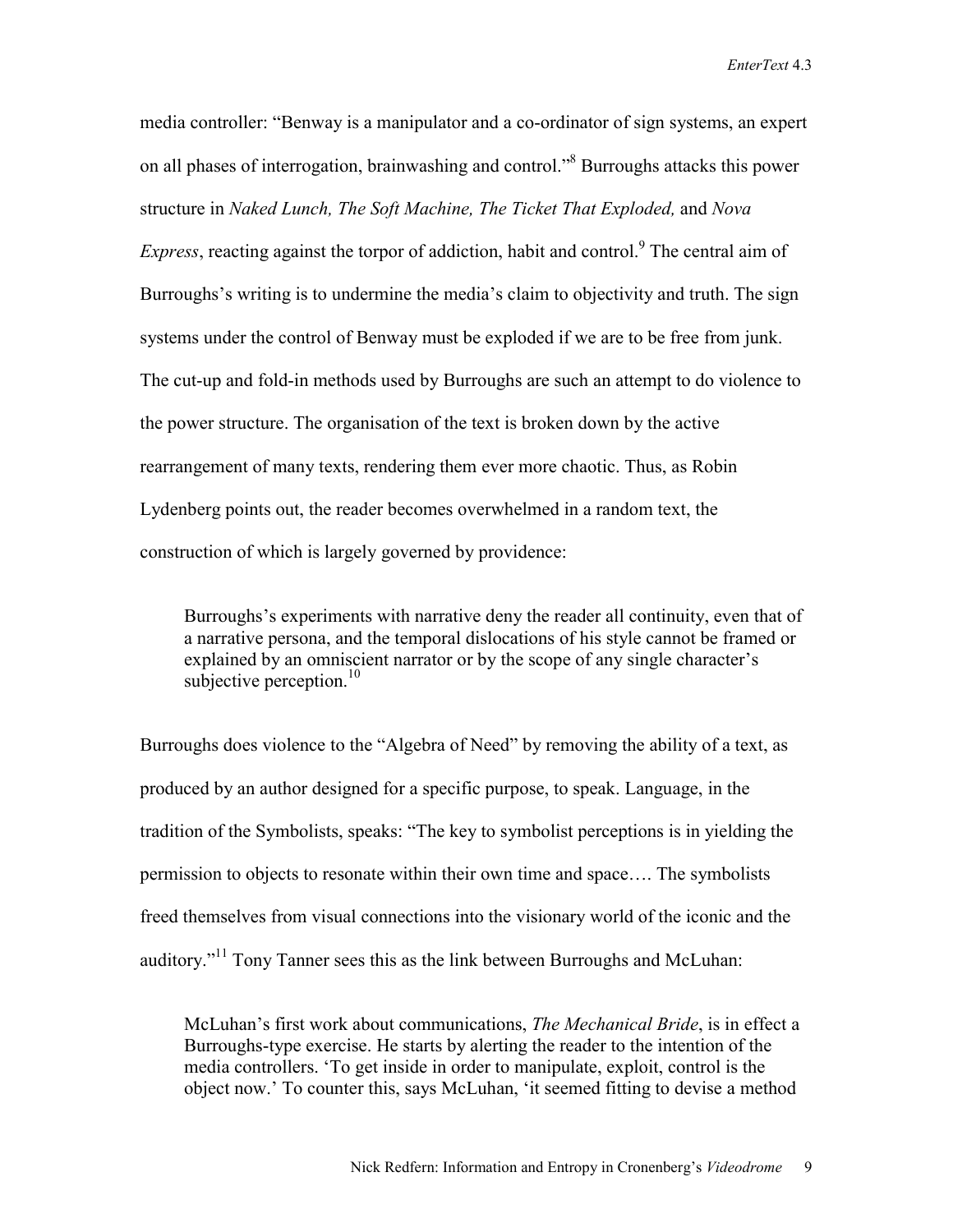media controller: "Benway is a manipulator and a co-ordinator of sign systems, an expert on all phases of interrogation, brainwashing and control."[8] Burroughs attacks this power structure in *Naked Lunch, The Soft Machine, The Ticket That Exploded,* and *Nova Express*, reacting against the torpor of addiction, habit and control.[9] The central aim of Burroughs's writing is to undermine the media's claim to objectivity and truth. The sign systems under the control of Benway must be exploded if we are to be free from junk. The cut-up and fold-in methods used by Burroughs are such an attempt to do violence to the power structure. The organisation of the text is broken down by the active rearrangement of many texts, rendering them ever more chaotic. Thus, as Robin Lydenberg points out, the reader becomes overwhelmed in a random text, the construction of which is largely governed by providence:

> Burroughs's experiments with narrative deny the reader all continuity, even that of a narrative persona, and the temporal dislocations of his style cannot be framed or explained by an omniscient narrator or by the scope of any single character's subjective perception.[10]

Burroughs does violence to the "Algebra of Need" by removing the ability of a text, as produced by an author designed for a specific purpose, to speak. Language, in the tradition of the Symbolists, speaks: "The key to symbolist perceptions is in yielding the permission to objects to resonate within their own time and space…. The symbolists freed themselves from visual connections into the visionary world of the iconic and the auditory."[11] Tony Tanner sees this as the link between Burroughs and McLuhan:

> McLuhan's first work about communications, *The Mechanical Bride*, is in effect a Burroughs-type exercise. He starts by alerting the reader to the intention of the media controllers. 'To get inside in order to manipulate, exploit, control is the object now.' To counter this, says McLuhan, 'it seemed fitting to devise a method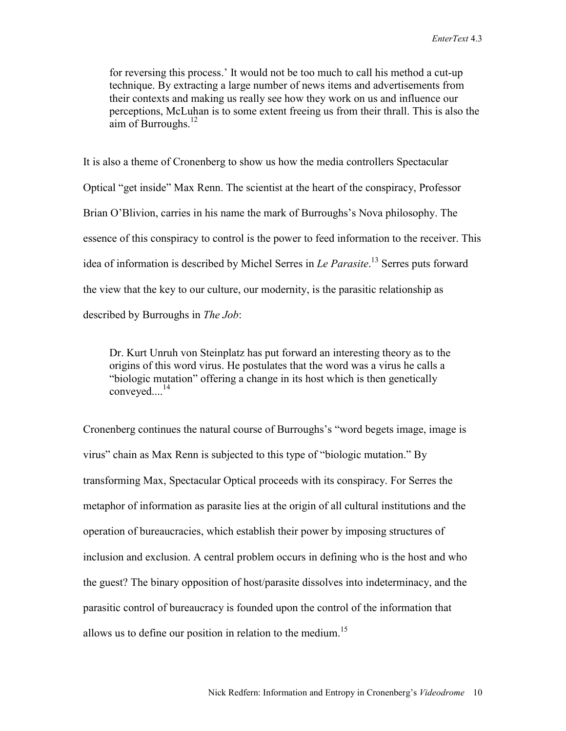> for reversing this process.' It would not be too much to call his method a cut-up technique. By extracting a large number of news items and advertisements from their contexts and making us really see how they work on us and influence our perceptions, McLuhan is to some extent freeing us from their thrall. This is also the aim of Burroughs.[12]

It is also a theme of Cronenberg to show us how the media controllers Spectacular Optical "get inside" Max Renn. The scientist at the heart of the conspiracy, Professor Brian O'Blivion, carries in his name the mark of Burroughs's Nova philosophy. The essence of this conspiracy to control is the power to feed information to the receiver. This idea of information is described by Michel Serres in *Le Parasite*.[13] Serres puts forward the view that the key to our culture, our modernity, is the parasitic relationship as described by Burroughs in *The Job*:

> Dr. Kurt Unruh von Steinplatz has put forward an interesting theory as to the origins of this word virus. He postulates that the word was a virus he calls a "biologic mutation" offering a change in its host which is then genetically conveyed....[14]

Cronenberg continues the natural course of Burroughs's "word begets image, image is virus" chain as Max Renn is subjected to this type of "biologic mutation." By transforming Max, Spectacular Optical proceeds with its conspiracy. For Serres the metaphor of information as parasite lies at the origin of all cultural institutions and the operation of bureaucracies, which establish their power by imposing structures of inclusion and exclusion. A central problem occurs in defining who is the host and who the guest? The binary opposition of host/parasite dissolves into indeterminacy, and the parasitic control of bureaucracy is founded upon the control of the information that allows us to define our position in relation to the medium.[15]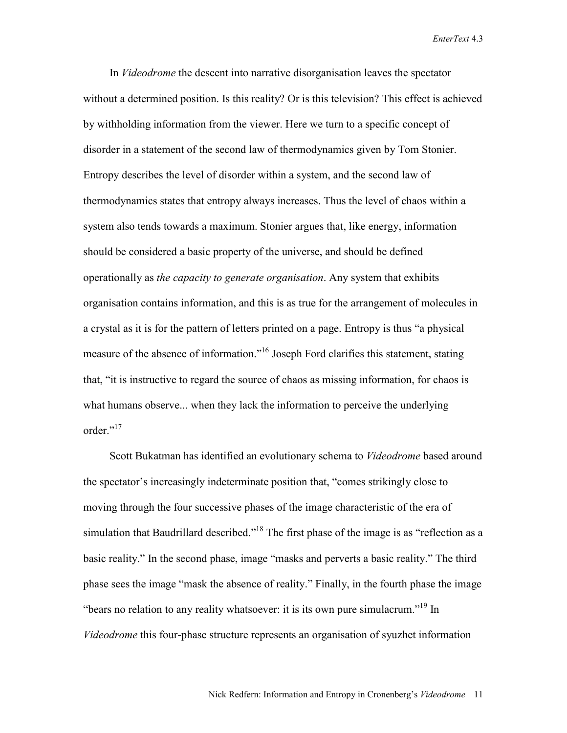In *Videodrome* the descent into narrative disorganisation leaves the spectator without a determined position. Is this reality? Or is this television? This effect is achieved by withholding information from the viewer. Here we turn to a specific concept of disorder in a statement of the second law of thermodynamics given by Tom Stonier. Entropy describes the level of disorder within a system, and the second law of thermodynamics states that entropy always increases. Thus the level of chaos within a system also tends towards a maximum. Stonier argues that, like energy, information should be considered a basic property of the universe, and should be defined operationally as *the capacity to generate organisation*. Any system that exhibits organisation contains information, and this is as true for the arrangement of molecules in a crystal as it is for the pattern of letters printed on a page. Entropy is thus "a physical measure of the absence of information."[16] Joseph Ford clarifies this statement, stating that, "it is instructive to regard the source of chaos as missing information, for chaos is what humans observe... when they lack the information to perceive the underlying order."[17]

Scott Bukatman has identified an evolutionary schema to *Videodrome* based around the spectator's increasingly indeterminate position that, "comes strikingly close to moving through the four successive phases of the image characteristic of the era of simulation that Baudrillard described."[18] The first phase of the image is as "reflection as a basic reality." In the second phase, image "masks and perverts a basic reality." The third phase sees the image "mask the absence of reality." Finally, in the fourth phase the image "bears no relation to any reality whatsoever: it is its own pure simulacrum."[19] In *Videodrome* this four-phase structure represents an organisation of syuzhet information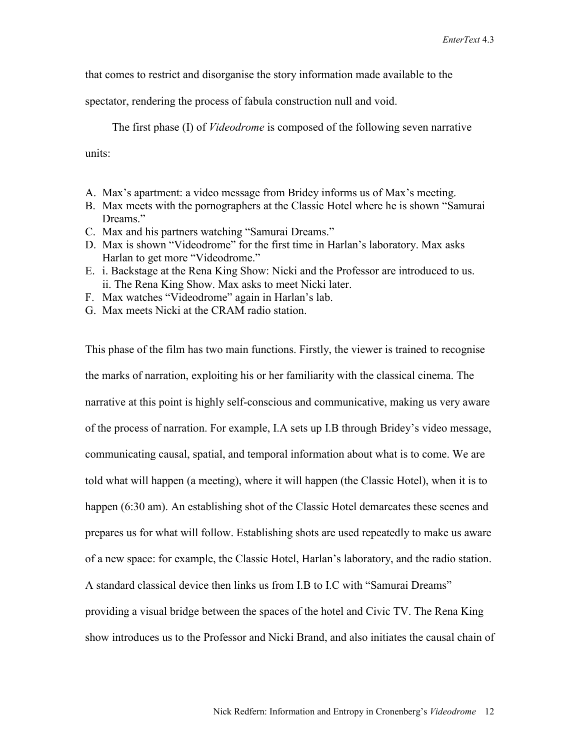that comes to restrict and disorganise the story information made available to the spectator, rendering the process of fabula construction null and void.

The first phase (I) of *Videodrome* is composed of the following seven narrative units:

A. Max's apartment: a video message from Bridey informs us of Max's meeting.
B. Max meets with the pornographers at the Classic Hotel where he is shown "Samurai Dreams."
C. Max and his partners watching "Samurai Dreams."
D. Max is shown "Videodrome" for the first time in Harlan's laboratory. Max asks Harlan to get more "Videodrome."
E. i. Backstage at the Rena King Show: Nicki and the Professor are introduced to us.
   ii. The Rena King Show. Max asks to meet Nicki later.
F. Max watches "Videodrome" again in Harlan's lab.
G. Max meets Nicki at the CRAM radio station.

This phase of the film has two main functions. Firstly, the viewer is trained to recognise the marks of narration, exploiting his or her familiarity with the classical cinema. The narrative at this point is highly self-conscious and communicative, making us very aware of the process of narration. For example, I.A sets up I.B through Bridey's video message, communicating causal, spatial, and temporal information about what is to come. We are told what will happen (a meeting), where it will happen (the Classic Hotel), when it is to happen (6:30 am). An establishing shot of the Classic Hotel demarcates these scenes and prepares us for what will follow. Establishing shots are used repeatedly to make us aware of a new space: for example, the Classic Hotel, Harlan's laboratory, and the radio station. A standard classical device then links us from I.B to I.C with "Samurai Dreams" providing a visual bridge between the spaces of the hotel and Civic TV. The Rena King show introduces us to the Professor and Nicki Brand, and also initiates the causal chain of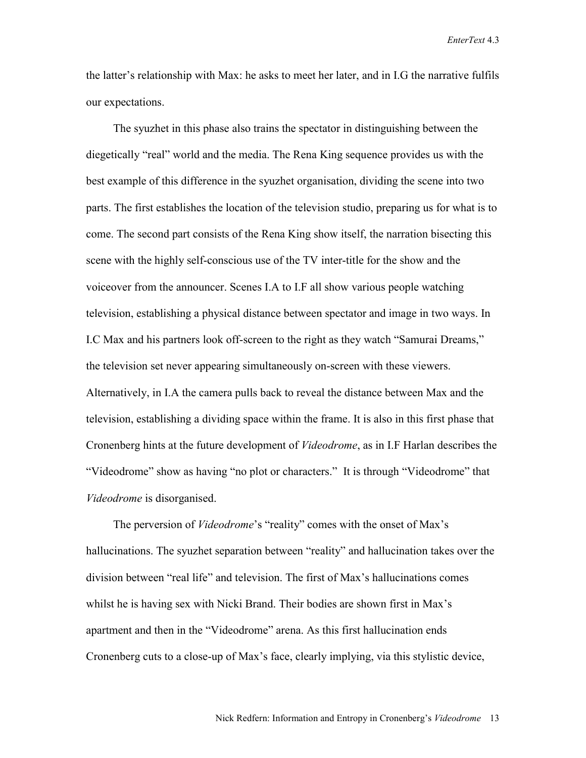the latter's relationship with Max: he asks to meet her later, and in I.G the narrative fulfils our expectations.

The syuzhet in this phase also trains the spectator in distinguishing between the diegetically "real" world and the media. The Rena King sequence provides us with the best example of this difference in the syuzhet organisation, dividing the scene into two parts. The first establishes the location of the television studio, preparing us for what is to come. The second part consists of the Rena King show itself, the narration bisecting this scene with the highly self-conscious use of the TV inter-title for the show and the voiceover from the announcer. Scenes I.A to I.F all show various people watching television, establishing a physical distance between spectator and image in two ways. In I.C Max and his partners look off-screen to the right as they watch "Samurai Dreams," the television set never appearing simultaneously on-screen with these viewers. Alternatively, in I.A the camera pulls back to reveal the distance between Max and the television, establishing a dividing space within the frame. It is also in this first phase that Cronenberg hints at the future development of *Videodrome*, as in I.F Harlan describes the "Videodrome" show as having "no plot or characters." It is through "Videodrome" that *Videodrome* is disorganised.

The perversion of *Videodrome*'s "reality" comes with the onset of Max's hallucinations. The syuzhet separation between "reality" and hallucination takes over the division between "real life" and television. The first of Max's hallucinations comes whilst he is having sex with Nicki Brand. Their bodies are shown first in Max's apartment and then in the "Videodrome" arena. As this first hallucination ends Cronenberg cuts to a close-up of Max's face, clearly implying, via this stylistic device,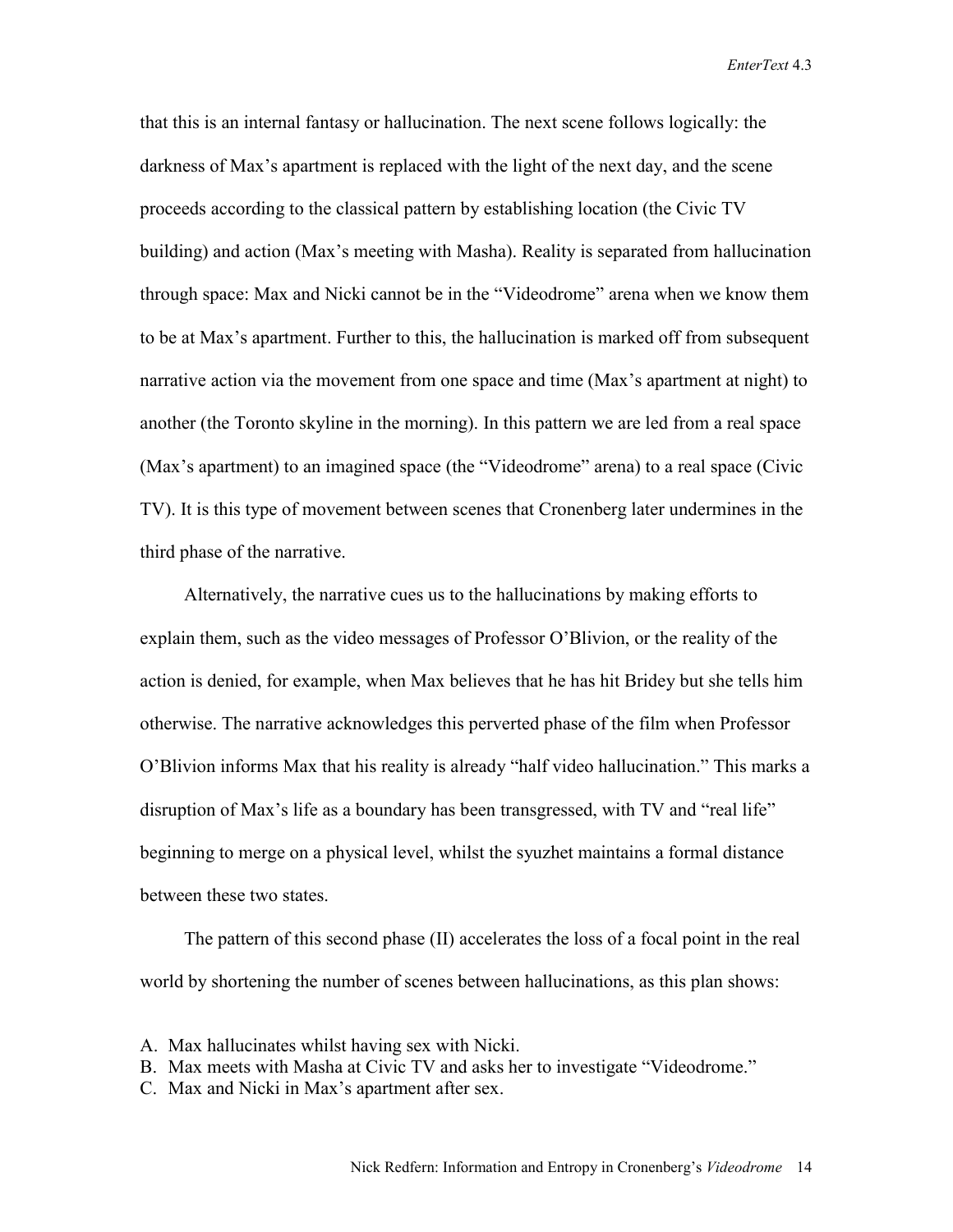that this is an internal fantasy or hallucination. The next scene follows logically: the darkness of Max's apartment is replaced with the light of the next day, and the scene proceeds according to the classical pattern by establishing location (the Civic TV building) and action (Max's meeting with Masha). Reality is separated from hallucination through space: Max and Nicki cannot be in the "Videodrome" arena when we know them to be at Max's apartment. Further to this, the hallucination is marked off from subsequent narrative action via the movement from one space and time (Max's apartment at night) to another (the Toronto skyline in the morning). In this pattern we are led from a real space (Max's apartment) to an imagined space (the "Videodrome" arena) to a real space (Civic TV). It is this type of movement between scenes that Cronenberg later undermines in the third phase of the narrative.

Alternatively, the narrative cues us to the hallucinations by making efforts to explain them, such as the video messages of Professor O'Blivion, or the reality of the action is denied, for example, when Max believes that he has hit Bridey but she tells him otherwise. The narrative acknowledges this perverted phase of the film when Professor O'Blivion informs Max that his reality is already "half video hallucination." This marks a disruption of Max's life as a boundary has been transgressed, with TV and "real life" beginning to merge on a physical level, whilst the syuzhet maintains a formal distance between these two states.

The pattern of this second phase (II) accelerates the loss of a focal point in the real world by shortening the number of scenes between hallucinations, as this plan shows:

A. Max hallucinates whilst having sex with Nicki.
B. Max meets with Masha at Civic TV and asks her to investigate "Videodrome."
C. Max and Nicki in Max's apartment after sex.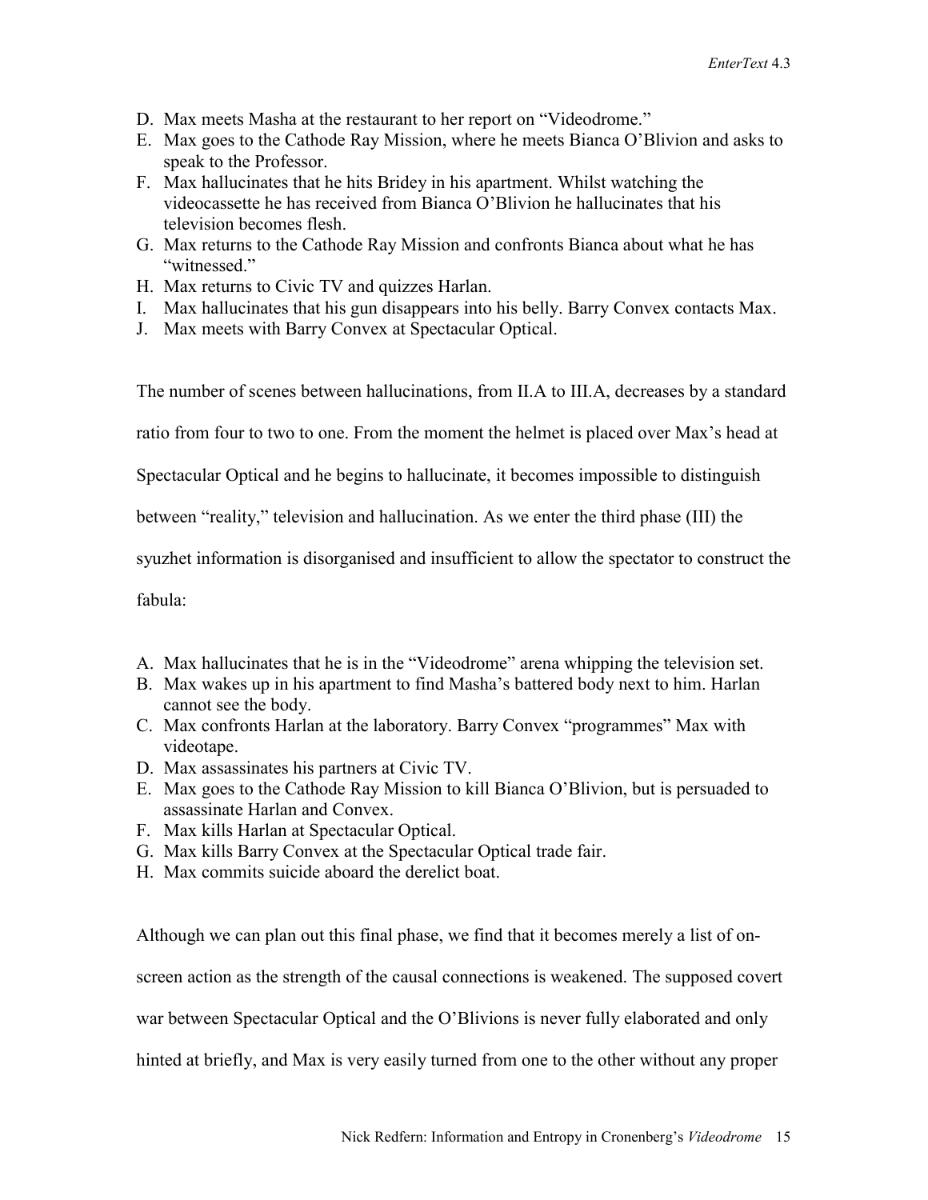D. Max meets Masha at the restaurant to her report on "Videodrome."
E. Max goes to the Cathode Ray Mission, where he meets Bianca O'Blivion and asks to speak to the Professor.
F. Max hallucinates that he hits Bridey in his apartment. Whilst watching the videocassette he has received from Bianca O'Blivion he hallucinates that his television becomes flesh.
G. Max returns to the Cathode Ray Mission and confronts Bianca about what he has "witnessed."
H. Max returns to Civic TV and quizzes Harlan.
I. Max hallucinates that his gun disappears into his belly. Barry Convex contacts Max.
J. Max meets with Barry Convex at Spectacular Optical.

The number of scenes between hallucinations, from II.A to III.A, decreases by a standard ratio from four to two to one. From the moment the helmet is placed over Max's head at Spectacular Optical and he begins to hallucinate, it becomes impossible to distinguish between "reality," television and hallucination. As we enter the third phase (III) the syuzhet information is disorganised and insufficient to allow the spectator to construct the fabula:

A. Max hallucinates that he is in the "Videodrome" arena whipping the television set.
B. Max wakes up in his apartment to find Masha's battered body next to him. Harlan cannot see the body.
C. Max confronts Harlan at the laboratory. Barry Convex "programmes" Max with videotape.
D. Max assassinates his partners at Civic TV.
E. Max goes to the Cathode Ray Mission to kill Bianca O'Blivion, but is persuaded to assassinate Harlan and Convex.
F. Max kills Harlan at Spectacular Optical.
G. Max kills Barry Convex at the Spectacular Optical trade fair.
H. Max commits suicide aboard the derelict boat.

Although we can plan out this final phase, we find that it becomes merely a list of on-screen action as the strength of the causal connections is weakened. The supposed covert war between Spectacular Optical and the O'Blivions is never fully elaborated and only hinted at briefly, and Max is very easily turned from one to the other without any proper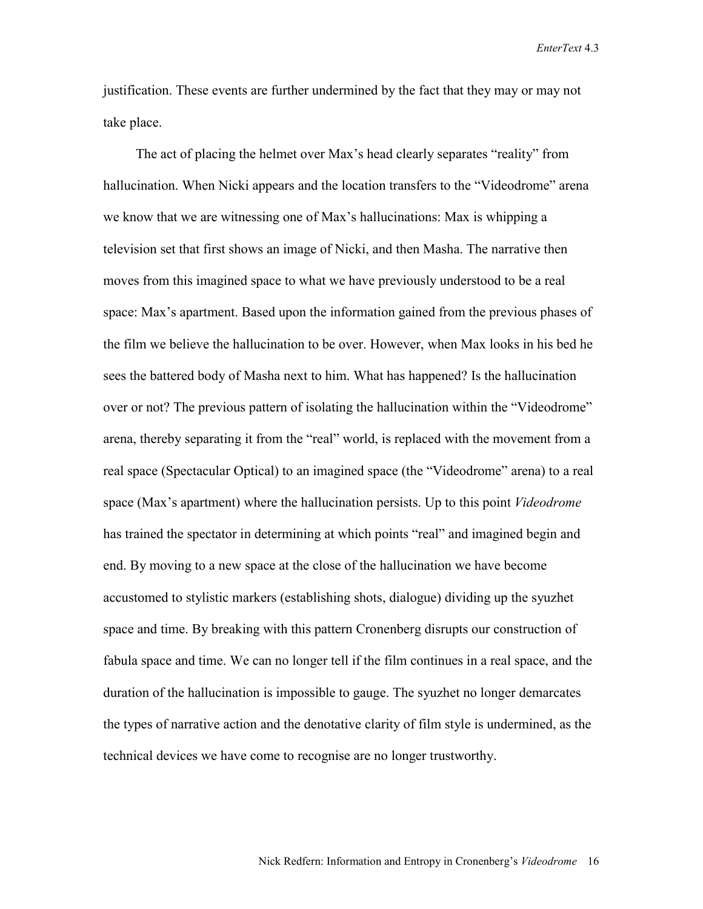justification. These events are further undermined by the fact that they may or may not take place.

The act of placing the helmet over Max's head clearly separates "reality" from hallucination. When Nicki appears and the location transfers to the "Videodrome" arena we know that we are witnessing one of Max's hallucinations: Max is whipping a television set that first shows an image of Nicki, and then Masha. The narrative then moves from this imagined space to what we have previously understood to be a real space: Max's apartment. Based upon the information gained from the previous phases of the film we believe the hallucination to be over. However, when Max looks in his bed he sees the battered body of Masha next to him. What has happened? Is the hallucination over or not? The previous pattern of isolating the hallucination within the "Videodrome" arena, thereby separating it from the "real" world, is replaced with the movement from a real space (Spectacular Optical) to an imagined space (the "Videodrome" arena) to a real space (Max's apartment) where the hallucination persists. Up to this point *Videodrome* has trained the spectator in determining at which points "real" and imagined begin and end. By moving to a new space at the close of the hallucination we have become accustomed to stylistic markers (establishing shots, dialogue) dividing up the syuzhet space and time. By breaking with this pattern Cronenberg disrupts our construction of fabula space and time. We can no longer tell if the film continues in a real space, and the duration of the hallucination is impossible to gauge. The syuzhet no longer demarcates the types of narrative action and the denotative clarity of film style is undermined, as the technical devices we have come to recognise are no longer trustworthy.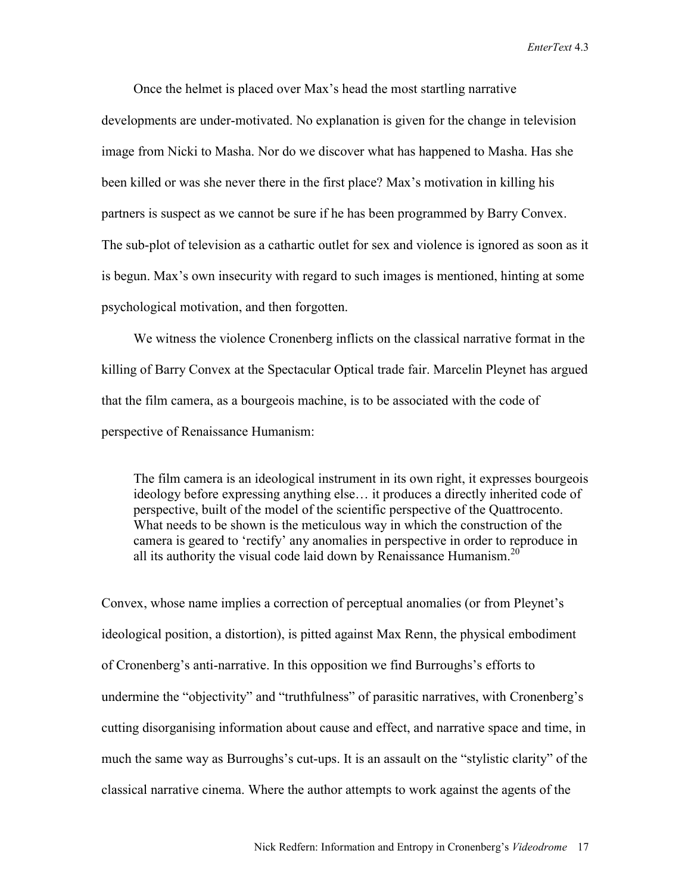Once the helmet is placed over Max's head the most startling narrative developments are under-motivated. No explanation is given for the change in television image from Nicki to Masha. Nor do we discover what has happened to Masha. Has she been killed or was she never there in the first place? Max's motivation in killing his partners is suspect as we cannot be sure if he has been programmed by Barry Convex. The sub-plot of television as a cathartic outlet for sex and violence is ignored as soon as it is begun. Max's own insecurity with regard to such images is mentioned, hinting at some psychological motivation, and then forgotten.

We witness the violence Cronenberg inflicts on the classical narrative format in the killing of Barry Convex at the Spectacular Optical trade fair. Marcelin Pleynet has argued that the film camera, as a bourgeois machine, is to be associated with the code of perspective of Renaissance Humanism:

> The film camera is an ideological instrument in its own right, it expresses bourgeois ideology before expressing anything else… it produces a directly inherited code of perspective, built of the model of the scientific perspective of the Quattrocento. What needs to be shown is the meticulous way in which the construction of the camera is geared to 'rectify' any anomalies in perspective in order to reproduce in all its authority the visual code laid down by Renaissance Humanism.[20]

Convex, whose name implies a correction of perceptual anomalies (or from Pleynet's ideological position, a distortion), is pitted against Max Renn, the physical embodiment of Cronenberg's anti-narrative. In this opposition we find Burroughs's efforts to undermine the "objectivity" and "truthfulness" of parasitic narratives, with Cronenberg's cutting disorganising information about cause and effect, and narrative space and time, in much the same way as Burroughs's cut-ups. It is an assault on the "stylistic clarity" of the classical narrative cinema. Where the author attempts to work against the agents of the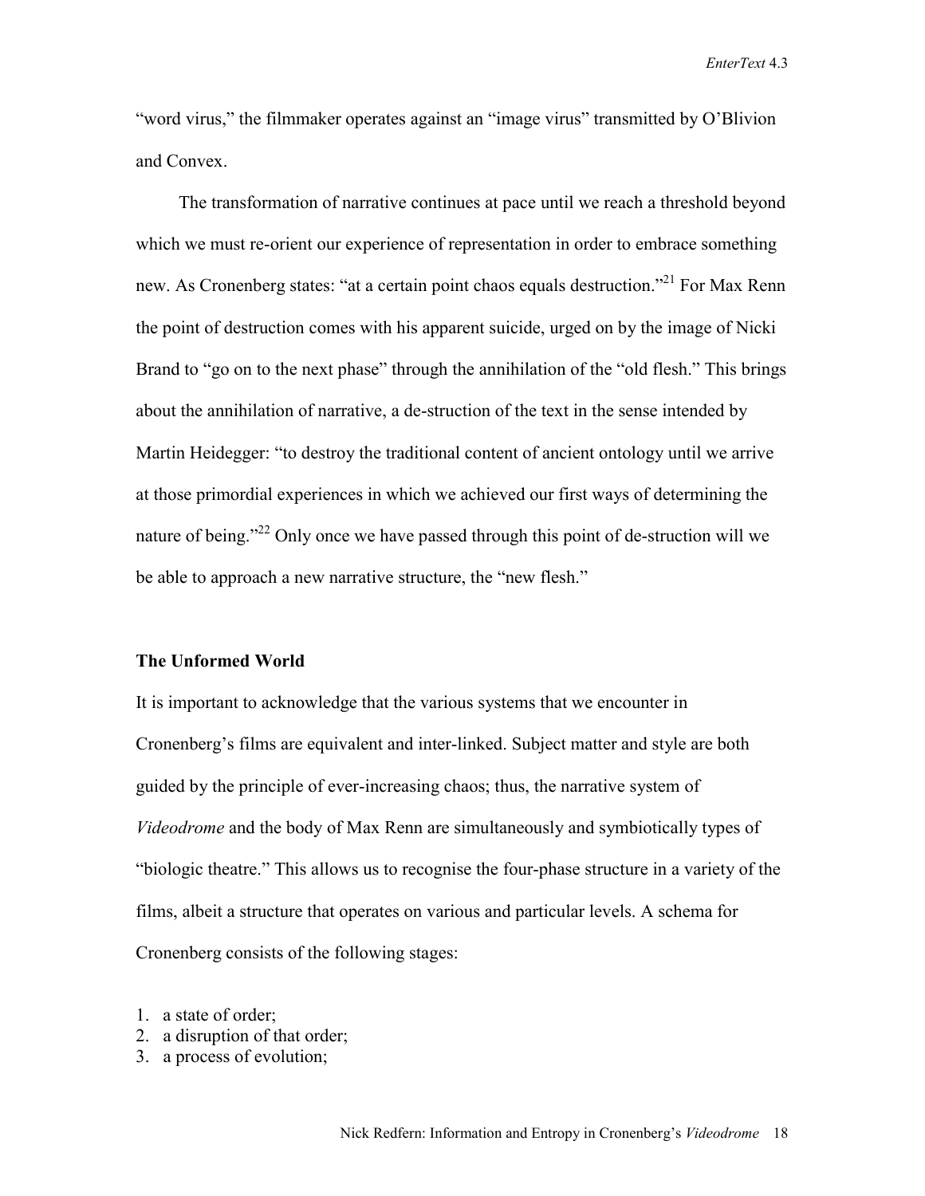"word virus," the filmmaker operates against an "image virus" transmitted by O'Blivion and Convex.

The transformation of narrative continues at pace until we reach a threshold beyond which we must re-orient our experience of representation in order to embrace something new. As Cronenberg states: "at a certain point chaos equals destruction."[21] For Max Renn the point of destruction comes with his apparent suicide, urged on by the image of Nicki Brand to "go on to the next phase" through the annihilation of the "old flesh." This brings about the annihilation of narrative, a de-struction of the text in the sense intended by Martin Heidegger: "to destroy the traditional content of ancient ontology until we arrive at those primordial experiences in which we achieved our first ways of determining the nature of being."[22] Only once we have passed through this point of de-struction will we be able to approach a new narrative structure, the "new flesh."

## The Unformed World

It is important to acknowledge that the various systems that we encounter in Cronenberg's films are equivalent and inter-linked. Subject matter and style are both guided by the principle of ever-increasing chaos; thus, the narrative system of *Videodrome* and the body of Max Renn are simultaneously and symbiotically types of "biologic theatre." This allows us to recognise the four-phase structure in a variety of the films, albeit a structure that operates on various and particular levels. A schema for Cronenberg consists of the following stages:

1. a state of order;
2. a disruption of that order;
3. a process of evolution;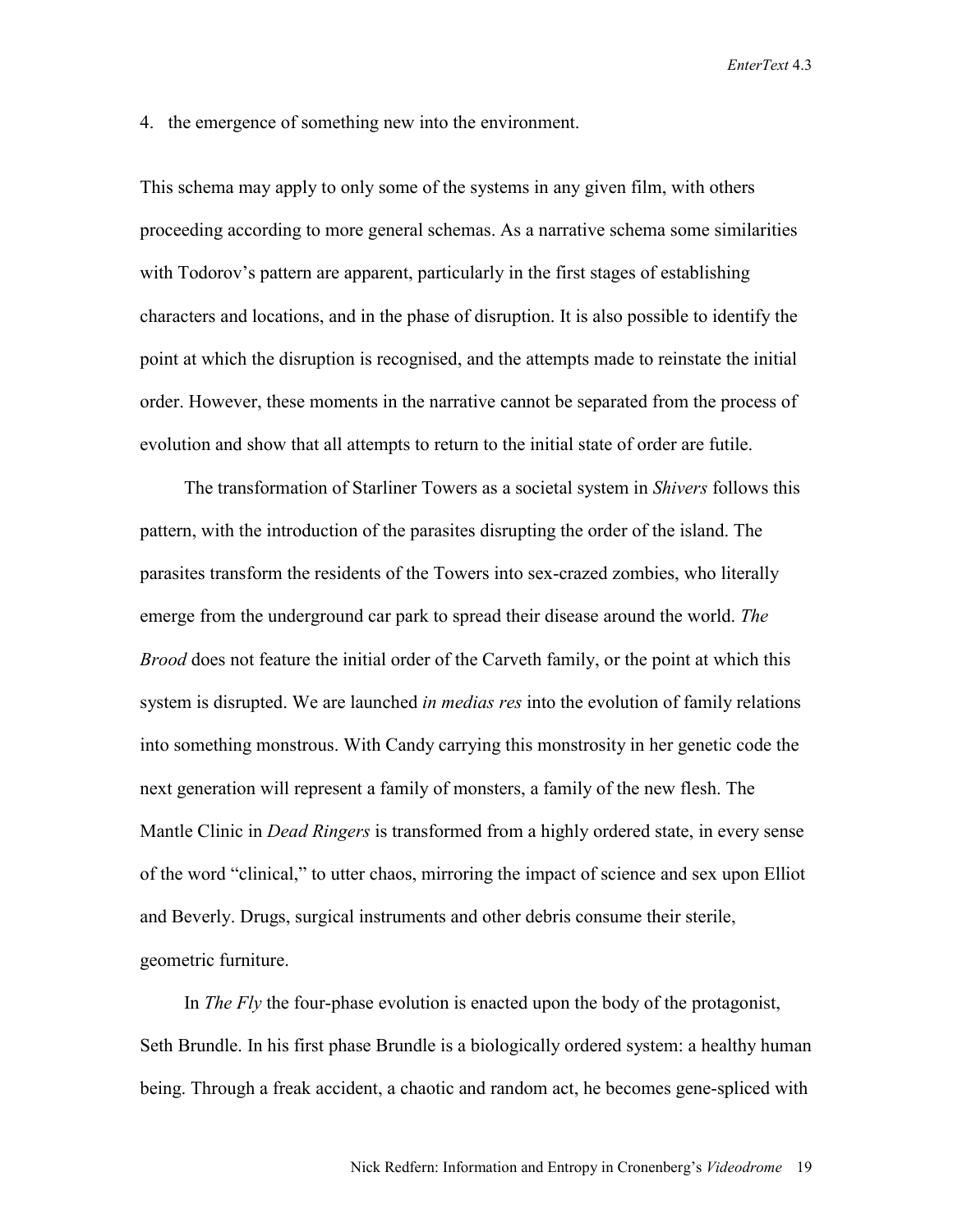4. the emergence of something new into the environment.

This schema may apply to only some of the systems in any given film, with others proceeding according to more general schemas. As a narrative schema some similarities with Todorov's pattern are apparent, particularly in the first stages of establishing characters and locations, and in the phase of disruption. It is also possible to identify the point at which the disruption is recognised, and the attempts made to reinstate the initial order. However, these moments in the narrative cannot be separated from the process of evolution and show that all attempts to return to the initial state of order are futile.

The transformation of Starliner Towers as a societal system in *Shivers* follows this pattern, with the introduction of the parasites disrupting the order of the island. The parasites transform the residents of the Towers into sex-crazed zombies, who literally emerge from the underground car park to spread their disease around the world. *The Brood* does not feature the initial order of the Carveth family, or the point at which this system is disrupted. We are launched *in medias res* into the evolution of family relations into something monstrous. With Candy carrying this monstrosity in her genetic code the next generation will represent a family of monsters, a family of the new flesh. The Mantle Clinic in *Dead Ringers* is transformed from a highly ordered state, in every sense of the word "clinical," to utter chaos, mirroring the impact of science and sex upon Elliot and Beverly. Drugs, surgical instruments and other debris consume their sterile, geometric furniture.

In *The Fly* the four-phase evolution is enacted upon the body of the protagonist, Seth Brundle. In his first phase Brundle is a biologically ordered system: a healthy human being. Through a freak accident, a chaotic and random act, he becomes gene-spliced with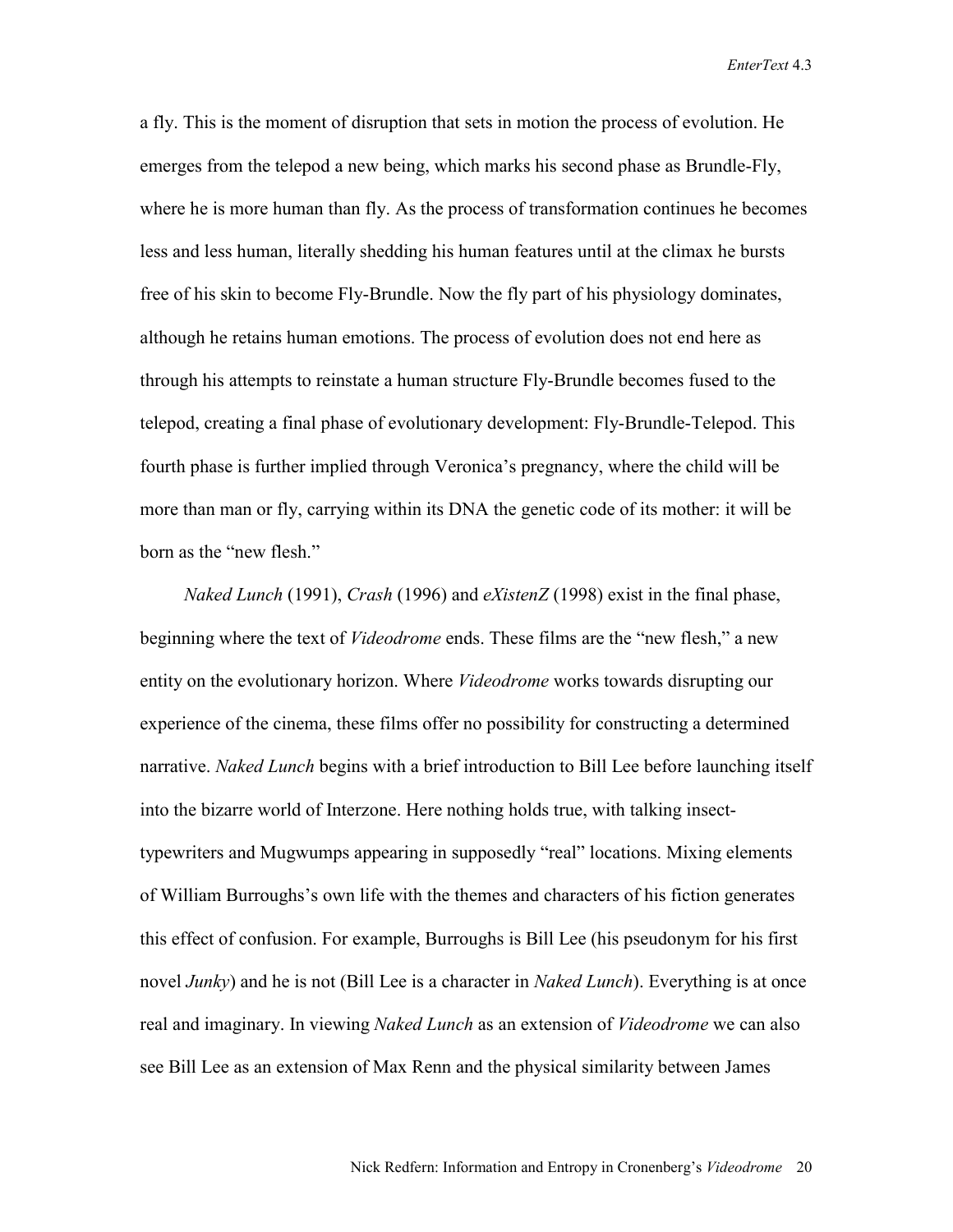a fly. This is the moment of disruption that sets in motion the process of evolution. He emerges from the telepod a new being, which marks his second phase as Brundle-Fly, where he is more human than fly. As the process of transformation continues he becomes less and less human, literally shedding his human features until at the climax he bursts free of his skin to become Fly-Brundle. Now the fly part of his physiology dominates, although he retains human emotions. The process of evolution does not end here as through his attempts to reinstate a human structure Fly-Brundle becomes fused to the telepod, creating a final phase of evolutionary development: Fly-Brundle-Telepod. This fourth phase is further implied through Veronica's pregnancy, where the child will be more than man or fly, carrying within its DNA the genetic code of its mother: it will be born as the "new flesh."

*Naked Lunch* (1991), *Crash* (1996) and *eXistenZ* (1998) exist in the final phase, beginning where the text of *Videodrome* ends. These films are the "new flesh," a new entity on the evolutionary horizon. Where *Videodrome* works towards disrupting our experience of the cinema, these films offer no possibility for constructing a determined narrative. *Naked Lunch* begins with a brief introduction to Bill Lee before launching itself into the bizarre world of Interzone. Here nothing holds true, with talking insect-typewriters and Mugwumps appearing in supposedly "real" locations. Mixing elements of William Burroughs's own life with the themes and characters of his fiction generates this effect of confusion. For example, Burroughs is Bill Lee (his pseudonym for his first novel *Junky*) and he is not (Bill Lee is a character in *Naked Lunch*). Everything is at once real and imaginary. In viewing *Naked Lunch* as an extension of *Videodrome* we can also see Bill Lee as an extension of Max Renn and the physical similarity between James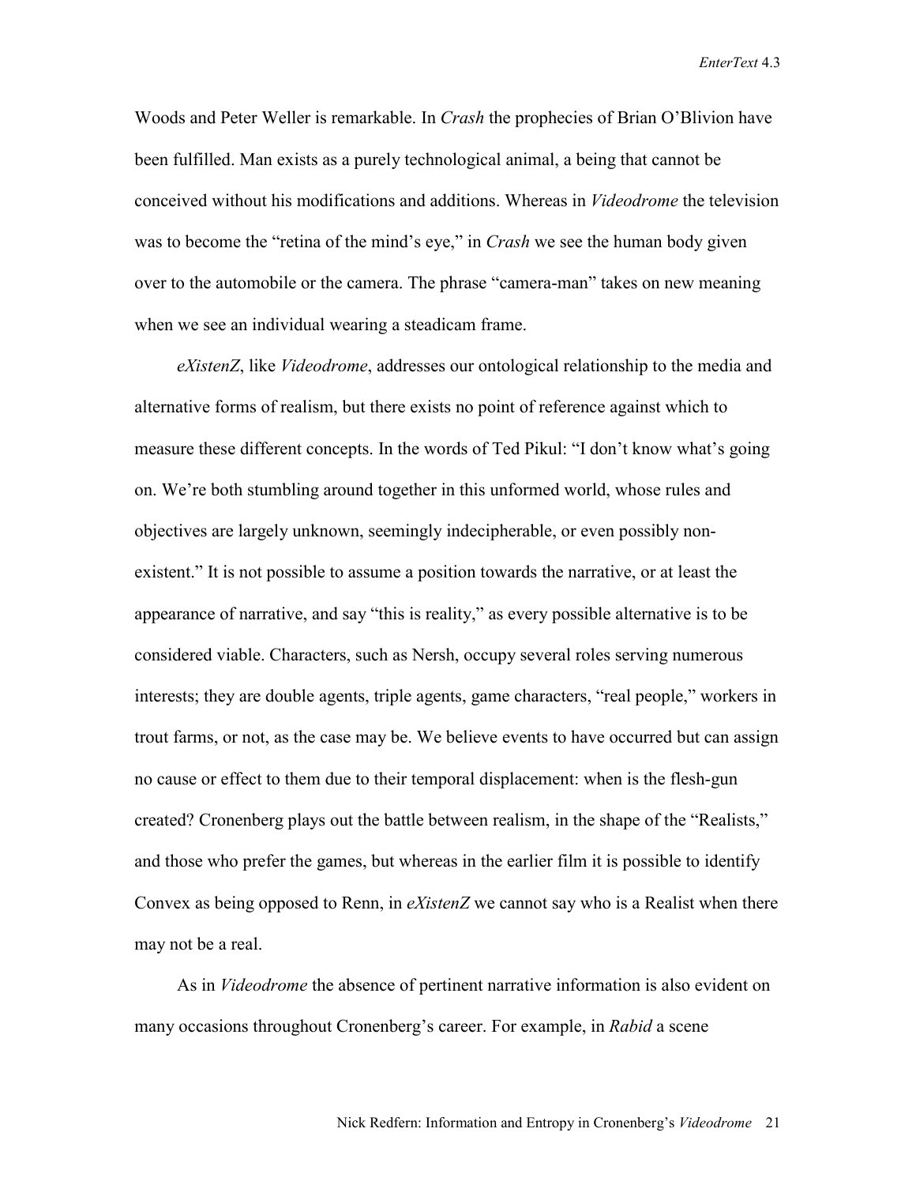Woods and Peter Weller is remarkable. In *Crash* the prophecies of Brian O'Blivion have been fulfilled. Man exists as a purely technological animal, a being that cannot be conceived without his modifications and additions. Whereas in *Videodrome* the television was to become the "retina of the mind's eye," in *Crash* we see the human body given over to the automobile or the camera. The phrase "camera-man" takes on new meaning when we see an individual wearing a steadicam frame.

*eXistenZ*, like *Videodrome*, addresses our ontological relationship to the media and alternative forms of realism, but there exists no point of reference against which to measure these different concepts. In the words of Ted Pikul: "I don't know what's going on. We're both stumbling around together in this unformed world, whose rules and objectives are largely unknown, seemingly indecipherable, or even possibly non-existent." It is not possible to assume a position towards the narrative, or at least the appearance of narrative, and say "this is reality," as every possible alternative is to be considered viable. Characters, such as Nersh, occupy several roles serving numerous interests; they are double agents, triple agents, game characters, "real people," workers in trout farms, or not, as the case may be. We believe events to have occurred but can assign no cause or effect to them due to their temporal displacement: when is the flesh-gun created? Cronenberg plays out the battle between realism, in the shape of the "Realists," and those who prefer the games, but whereas in the earlier film it is possible to identify Convex as being opposed to Renn, in *eXistenZ* we cannot say who is a Realist when there may not be a real.

As in *Videodrome* the absence of pertinent narrative information is also evident on many occasions throughout Cronenberg's career. For example, in *Rabid* a scene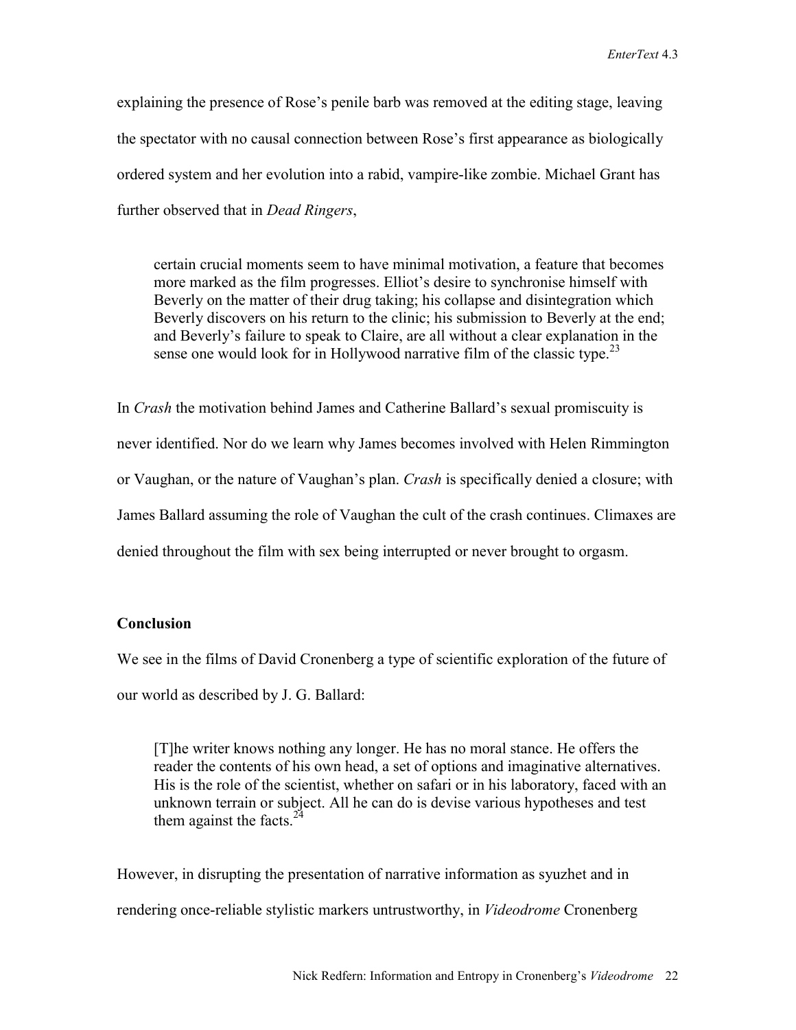explaining the presence of Rose's penile barb was removed at the editing stage, leaving the spectator with no causal connection between Rose's first appearance as biologically ordered system and her evolution into a rabid, vampire-like zombie. Michael Grant has further observed that in *Dead Ringers*,

> certain crucial moments seem to have minimal motivation, a feature that becomes more marked as the film progresses. Elliot's desire to synchronise himself with Beverly on the matter of their drug taking; his collapse and disintegration which Beverly discovers on his return to the clinic; his submission to Beverly at the end; and Beverly's failure to speak to Claire, are all without a clear explanation in the sense one would look for in Hollywood narrative film of the classic type.[23]

In *Crash* the motivation behind James and Catherine Ballard's sexual promiscuity is never identified. Nor do we learn why James becomes involved with Helen Rimmington or Vaughan, or the nature of Vaughan's plan. *Crash* is specifically denied a closure; with James Ballard assuming the role of Vaughan the cult of the crash continues. Climaxes are denied throughout the film with sex being interrupted or never brought to orgasm.

**Conclusion**

We see in the films of David Cronenberg a type of scientific exploration of the future of our world as described by J. G. Ballard:

> [T]he writer knows nothing any longer. He has no moral stance. He offers the reader the contents of his own head, a set of options and imaginative alternatives. His is the role of the scientist, whether on safari or in his laboratory, faced with an unknown terrain or subject. All he can do is devise various hypotheses and test them against the facts.[24]

However, in disrupting the presentation of narrative information as syuzhet and in rendering once-reliable stylistic markers untrustworthy, in *Videodrome* Cronenberg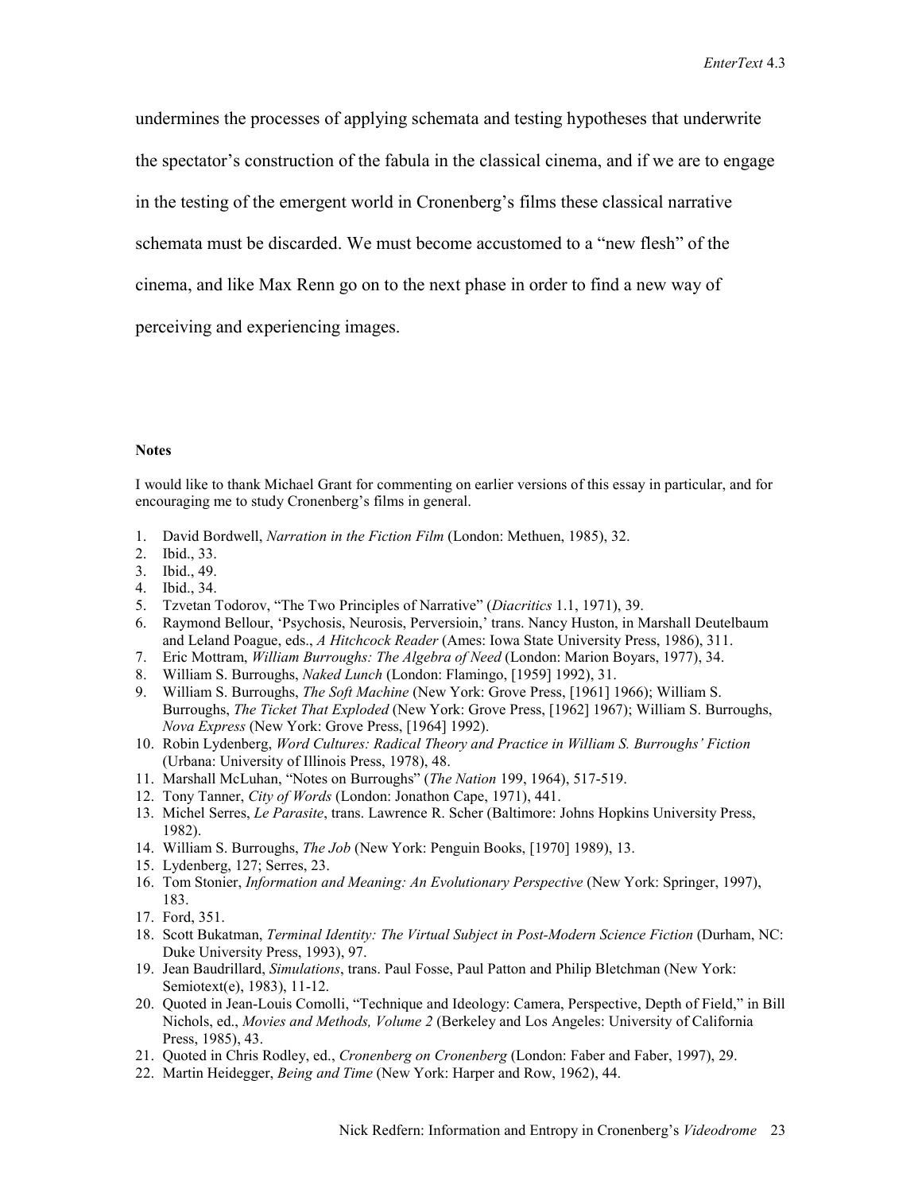undermines the processes of applying schemata and testing hypotheses that underwrite the spectator's construction of the fabula in the classical cinema, and if we are to engage in the testing of the emergent world in Cronenberg's films these classical narrative schemata must be discarded. We must become accustomed to a "new flesh" of the cinema, and like Max Renn go on to the next phase in order to find a new way of perceiving and experiencing images.

**Notes**

I would like to thank Michael Grant for commenting on earlier versions of this essay in particular, and for encouraging me to study Cronenberg's films in general.

1. David Bordwell, *Narration in the Fiction Film* (London: Methuen, 1985), 32.
2. Ibid., 33.
3. Ibid., 49.
4. Ibid., 34.
5. Tzvetan Todorov, "The Two Principles of Narrative" (*Diacritics* 1.1, 1971), 39.
6. Raymond Bellour, 'Psychosis, Neurosis, Perversioin,' trans. Nancy Huston, in Marshall Deutelbaum and Leland Poague, eds., *A Hitchcock Reader* (Ames: Iowa State University Press, 1986), 311.
7. Eric Mottram, *William Burroughs: The Algebra of Need* (London: Marion Boyars, 1977), 34.
8. William S. Burroughs, *Naked Lunch* (London: Flamingo, [1959] 1992), 31.
9. William S. Burroughs, *The Soft Machine* (New York: Grove Press, [1961] 1966); William S. Burroughs, *The Ticket That Exploded* (New York: Grove Press, [1962] 1967); William S. Burroughs, *Nova Express* (New York: Grove Press, [1964] 1992).
10. Robin Lydenberg, *Word Cultures: Radical Theory and Practice in William S. Burroughs' Fiction* (Urbana: University of Illinois Press, 1978), 48.
11. Marshall McLuhan, "Notes on Burroughs" (*The Nation* 199, 1964), 517-519.
12. Tony Tanner, *City of Words* (London: Jonathon Cape, 1971), 441.
13. Michel Serres, *Le Parasite*, trans. Lawrence R. Scher (Baltimore: Johns Hopkins University Press, 1982).
14. William S. Burroughs, *The Job* (New York: Penguin Books, [1970] 1989), 13.
15. Lydenberg, 127; Serres, 23.
16. Tom Stonier, *Information and Meaning: An Evolutionary Perspective* (New York: Springer, 1997), 183.
17. Ford, 351.
18. Scott Bukatman, *Terminal Identity: The Virtual Subject in Post-Modern Science Fiction* (Durham, NC: Duke University Press, 1993), 97.
19. Jean Baudrillard, *Simulations*, trans. Paul Fosse, Paul Patton and Philip Bletchman (New York: Semiotext(e), 1983), 11-12.
20. Quoted in Jean-Louis Comolli, "Technique and Ideology: Camera, Perspective, Depth of Field," in Bill Nichols, ed., *Movies and Methods, Volume 2* (Berkeley and Los Angeles: University of California Press, 1985), 43.
21. Quoted in Chris Rodley, ed., *Cronenberg on Cronenberg* (London: Faber and Faber, 1997), 29.
22. Martin Heidegger, *Being and Time* (New York: Harper and Row, 1962), 44.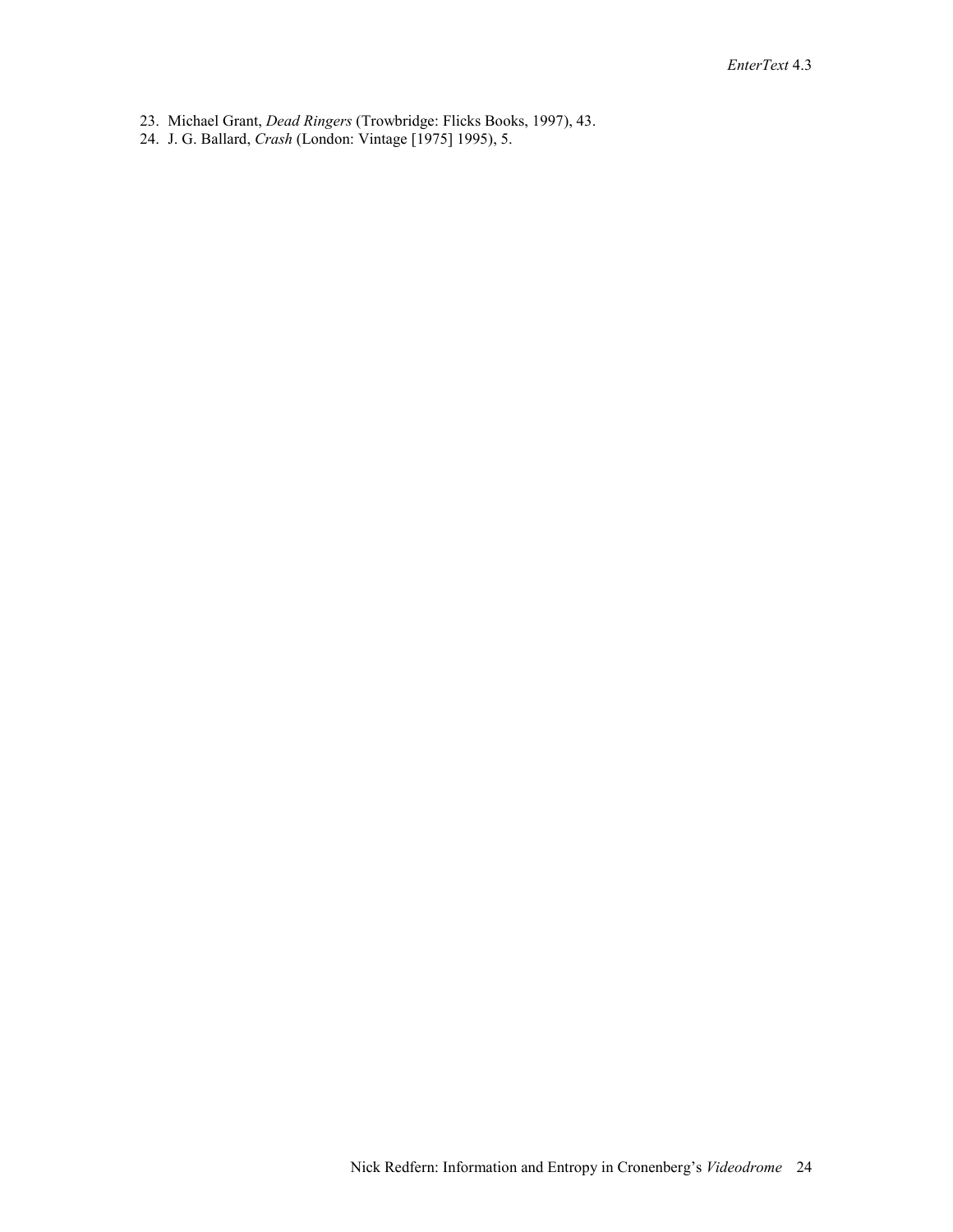23. Michael Grant, *Dead Ringers* (Trowbridge: Flicks Books, 1997), 43.
24. J. G. Ballard, *Crash* (London: Vintage [1975] 1995), 5.